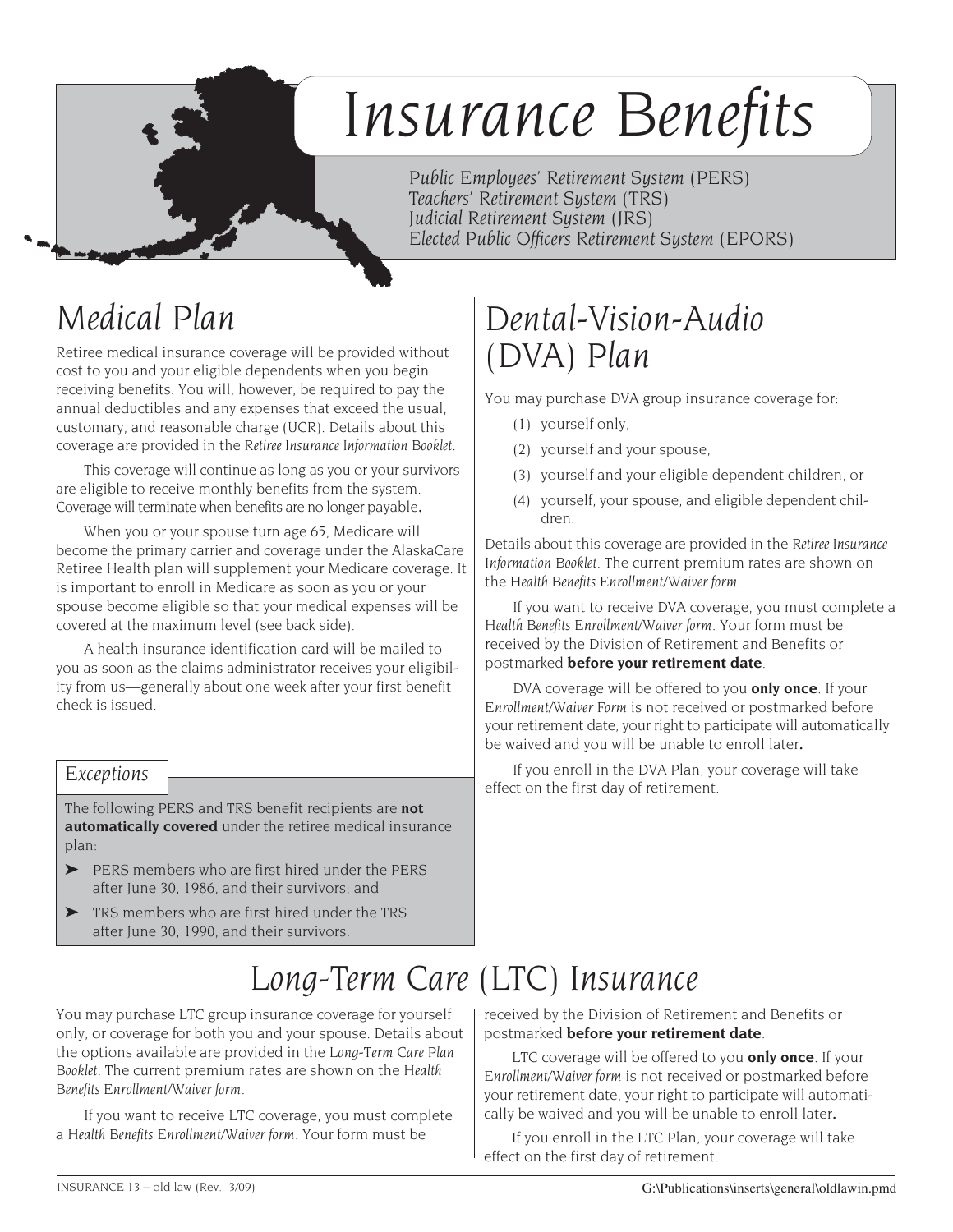# Insurance Benefits

*Public Employees' Retirement System* (PERS)
*Teachers' Retirement System* (TRS)
*Judicial Retirement System* (JRS)
*Elected Public Officers Retirement System* (EPORS)

## Medical Plan

Retiree medical insurance coverage will be provided without cost to you and your eligible dependents when you begin receiving benefits. You will, however, be required to pay the annual deductibles and any expenses that exceed the usual, customary, and reasonable charge (UCR). Details about this coverage are provided in the *Retiree Insurance Information Booklet*.

This coverage will continue as long as you or your survivors are eligible to receive monthly benefits from the system. Coverage will terminate when benefits are no longer payable.

When you or your spouse turn age 65, Medicare will become the primary carrier and coverage under the AlaskaCare Retiree Health plan will supplement your Medicare coverage. It is important to enroll in Medicare as soon as you or your spouse become eligible so that your medical expenses will be covered at the maximum level (see back side).

A health insurance identification card will be mailed to you as soon as the claims administrator receives your eligibility from us—generally about one week after your first benefit check is issued.

### Exceptions

The following PERS and TRS benefit recipients are **not automatically covered** under the retiree medical insurance plan:

- PERS members who are first hired under the PERS after June 30, 1986, and their survivors; and
- TRS members who are first hired under the TRS after June 30, 1990, and their survivors.

## Dental-Vision-Audio (DVA) Plan

You may purchase DVA group insurance coverage for:

(1) yourself only,
(2) yourself and your spouse,
(3) yourself and your eligible dependent children, or
(4) yourself, your spouse, and eligible dependent children.

Details about this coverage are provided in the *Retiree Insurance Information Booklet*. The current premium rates are shown on the *Health Benefits Enrollment/Waiver form*.

If you want to receive DVA coverage, you must complete a *Health Benefits Enrollment/Waiver form*. Your form must be received by the Division of Retirement and Benefits or postmarked **before your retirement date**.

DVA coverage will be offered to you **only once**. If your *Enrollment/Waiver Form* is not received or postmarked before your retirement date, your right to participate will automatically be waived and you will be unable to enroll later.

If you enroll in the DVA Plan, your coverage will take effect on the first day of retirement.

## Long-Term Care (LTC) Insurance

You may purchase LTC group insurance coverage for yourself only, or coverage for both you and your spouse. Details about the options available are provided in the *Long-Term Care Plan Booklet*. The current premium rates are shown on the *Health Benefits Enrollment/Waiver form*.

If you want to receive LTC coverage, you must complete a *Health Benefits Enrollment/Waiver form*. Your form must be received by the Division of Retirement and Benefits or postmarked **before your retirement date**.

LTC coverage will be offered to you **only once**. If your *Enrollment/Waiver form* is not received or postmarked before your retirement date, your right to participate will automatically be waived and you will be unable to enroll later.

If you enroll in the LTC Plan, your coverage will take effect on the first day of retirement.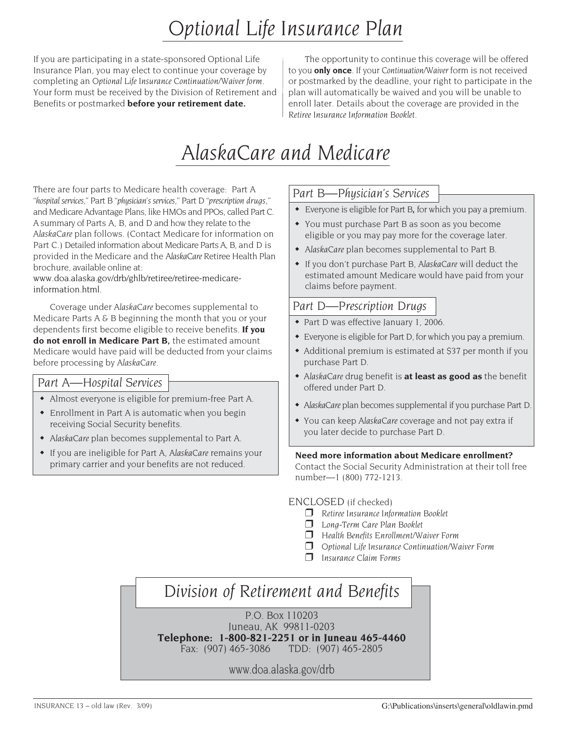# Optional Life Insurance Plan

If you are participating in a state-sponsored Optional Life Insurance Plan, you may elect to continue your coverage by completing an *Optional Life Insurance Continuation/Waiver form*. Your form must be received by the Division of Retirement and Benefits or postmarked **before your retirement date.**

The opportunity to continue this coverage will be offered to you **only once**. If your *Continuation/Waiver* form is not received or postmarked by the deadline, your right to participate in the plan will automatically be waived and you will be unable to enroll later. Details about the coverage are provided in the *Retiree Insurance Information Booklet*.

# AlaskaCare and Medicare

There are four parts to Medicare health coverage: Part A *"hospital services,"* Part B *"physician's services,"* Part D *"prescription drugs,"* and Medicare Advantage Plans, like HMOs and PPOs, called Part C. A summary of Parts A, B, and D and how they relate to the A*laskaCare* plan follows. (Contact Medicare for information on Part C.) Detailed information about Medicare Parts A, B, and D is provided in the Medicare and the A*laskaCare* Retiree Health Plan brochure, available online at:
www.doa.alaska.gov/drb/ghlb/retiree/retiree-medicare-information.html.

Coverage under A*laskaCare* becomes supplemental to Medicare Parts A & B beginning the month that you or your dependents first become eligible to receive benefits. **If you do not enroll in Medicare Part B,** the estimated amount Medicare would have paid will be deducted from your claims before processing by A*laskaCare*.

## Part A—Hospital Services

- Almost everyone is eligible for premium-free Part A.
- Enrollment in Part A is automatic when you begin receiving Social Security benefits.
- A*laskaCare* plan becomes supplemental to Part A.
- If you are ineligible for Part A, A*laskaCare* remains your primary carrier and your benefits are not reduced.

## Part B—Physician's Services

- Everyone is eligible for Part B**,** for which you pay a premium.
- You must purchase Part B as soon as you become eligible or you may pay more for the coverage later.
- A*laskaCare* plan becomes supplemental to Part B.
- If you don't purchase Part B, A*laskaCare* will deduct the estimated amount Medicare would have paid from your claims before payment.

## Part D—Prescription Drugs

- Part D was effective January 1, 2006.
- Everyone is eligible for Part D, for which you pay a premium.
- Additional premium is estimated at $37 per month if you purchase Part D.
- A*laskaCare* drug benefit is **at least as good as** the benefit offered under Part D.
- A*laskaCare* plan becomes supplemental if you purchase Part D.
- You can keep A*laskaCare* coverage and not pay extra if you later decide to purchase Part D.

**Need more information about Medicare enrollment?**
Contact the Social Security Administration at their toll free number—1 (800) 772-1213.

ENCLOSED (if checked)

- ❒ *Retiree Insurance Information Booklet*
- ❒ *Long-Term Care Plan Booklet*
- ❒ *Health Benefits Enrollment/Waiver Form*
- ❒ *Optional Life Insurance Continuation/Waiver Form*
- ❒ *Insurance Claim Forms*

## Division of Retirement and Benefits

P.O. Box 110203
Juneau, AK 99811-0203
**Telephone: 1-800-821-2251 or in Juneau 465-4460**
Fax: (907) 465-3086 TDD: (907) 465-2805

www.doa.alaska.gov/drb

INSURANCE 13 – old law (Rev. 3/09) G:\Publications\inserts\general\oldlawin.pmd